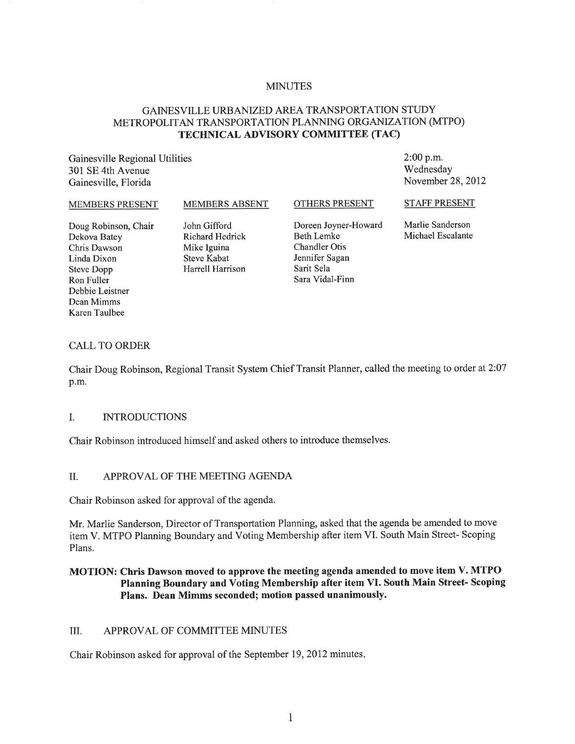# MINUTES

## GAINESVILLE URBANIZED AREA TRANSPORTATION STUDY METROPOLITAN TRANSPORTATION PLANNING ORGANIZATION (MTPO) **TECHNICAL ADVISORY COMMITTEE (TAC)**

Gainesville Regional Utilities
301 SE 4th Avenue
Gainesville, Florida

2:00 p.m.
Wednesday
November 28, 2012

| MEMBERS PRESENT | MEMBERS ABSENT | OTHERS PRESENT | STAFF PRESENT |
|---|---|---|---|
| Doug Robinson, Chair | John Gifford | Doreen Joyner-Howard | Marlie Sanderson |
| Dekova Batey | Richard Hedrick | Beth Lemke | Michael Escalante |
| Chris Dawson | Mike Iguina | Chandler Otis | |
| Linda Dixon | Steve Kabat | Jennifer Sagan | |
| Steve Dopp | Harrell Harrison | Sarit Sela | |
| Ron Fuller | | Sara Vidal-Finn | |
| Debbie Leistner | | | |
| Dean Mimms | | | |
| Karen Taulbee | | | |

### CALL TO ORDER

Chair Doug Robinson, Regional Transit System Chief Transit Planner, called the meeting to order at 2:07 p.m.

### I. INTRODUCTIONS

Chair Robinson introduced himself and asked others to introduce themselves.

### II. APPROVAL OF THE MEETING AGENDA

Chair Robinson asked for approval of the agenda.

Mr. Marlie Sanderson, Director of Transportation Planning, asked that the agenda be amended to move item V. MTPO Planning Boundary and Voting Membership after item VI. South Main Street- Scoping Plans.

**MOTION: Chris Dawson moved to approve the meeting agenda amended to move item V. MTPO Planning Boundary and Voting Membership after item VI. South Main Street- Scoping Plans. Dean Mimms seconded; motion passed unanimously.**

### III. APPROVAL OF COMMITTEE MINUTES

Chair Robinson asked for approval of the September 19, 2012 minutes.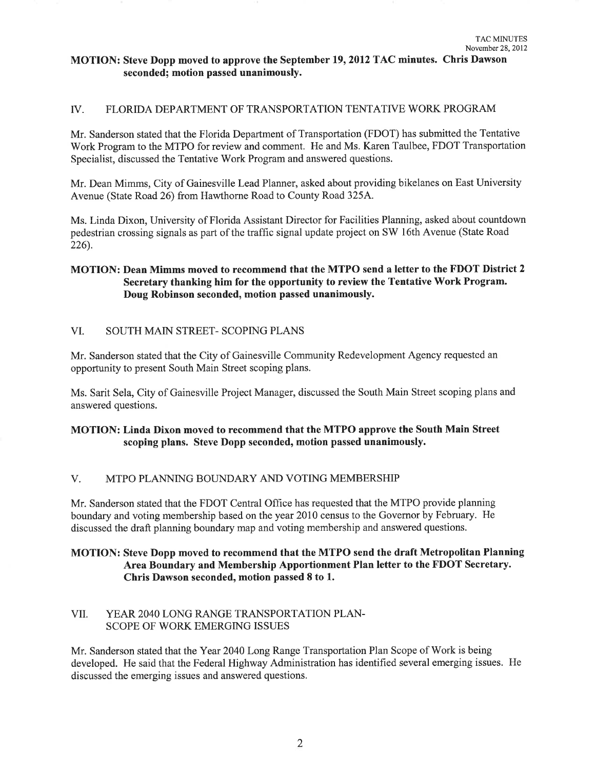**MOTION: Steve Dopp moved to approve the September 19, 2012 TAC minutes. Chris Dawson seconded; motion passed unanimously.**

## IV. FLORIDA DEPARTMENT OF TRANSPORTATION TENTATIVE WORK PROGRAM

Mr. Sanderson stated that the Florida Department of Transportation (FDOT) has submitted the Tentative Work Program to the MTPO for review and comment. He and Ms. Karen Taulbee, FDOT Transportation Specialist, discussed the Tentative Work Program and answered questions.

Mr. Dean Mimms, City of Gainesville Lead Planner, asked about providing bikelanes on East University Avenue (State Road 26) from Hawthorne Road to County Road 325A.

Ms. Linda Dixon, University of Florida Assistant Director for Facilities Planning, asked about countdown pedestrian crossing signals as part of the traffic signal update project on SW 16th Avenue (State Road 226).

**MOTION: Dean Mimms moved to recommend that the MTPO send a letter to the FDOT District 2 Secretary thanking him for the opportunity to review the Tentative Work Program. Doug Robinson seconded, motion passed unanimously.**

## VI. SOUTH MAIN STREET- SCOPING PLANS

Mr. Sanderson stated that the City of Gainesville Community Redevelopment Agency requested an opportunity to present South Main Street scoping plans.

Ms. Sarit Sela, City of Gainesville Project Manager, discussed the South Main Street scoping plans and answered questions.

**MOTION: Linda Dixon moved to recommend that the MTPO approve the South Main Street scoping plans. Steve Dopp seconded, motion passed unanimously.**

## V. MTPO PLANNING BOUNDARY AND VOTING MEMBERSHIP

Mr. Sanderson stated that the FDOT Central Office has requested that the MTPO provide planning boundary and voting membership based on the year 2010 census to the Governor by February. He discussed the draft planning boundary map and voting membership and answered questions.

**MOTION: Steve Dopp moved to recommend that the MTPO send the draft Metropolitan Planning Area Boundary and Membership Apportionment Plan letter to the FDOT Secretary. Chris Dawson seconded, motion passed 8 to 1.**

## VII. YEAR 2040 LONG RANGE TRANSPORTATION PLAN- SCOPE OF WORK EMERGING ISSUES

Mr. Sanderson stated that the Year 2040 Long Range Transportation Plan Scope of Work is being developed. He said that the Federal Highway Administration has identified several emerging issues. He discussed the emerging issues and answered questions.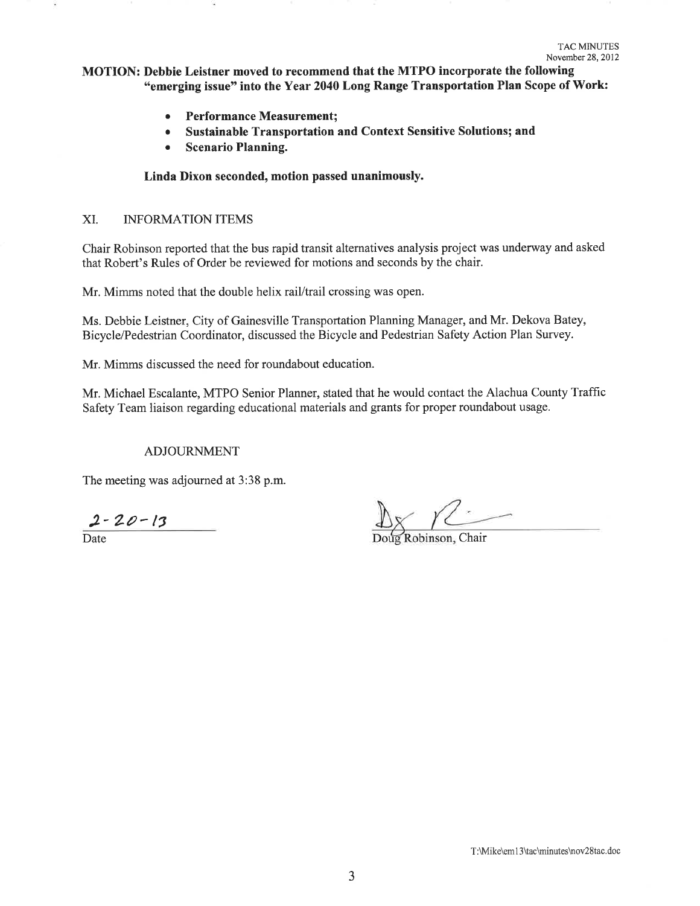**MOTION: Debbie Leistner moved to recommend that the MTPO incorporate the following "emerging issue" into the Year 2040 Long Range Transportation Plan Scope of Work:**

- **Performance Measurement;**
- **Sustainable Transportation and Context Sensitive Solutions; and**
- **Scenario Planning.**

**Linda Dixon seconded, motion passed unanimously.**

XI. INFORMATION ITEMS

Chair Robinson reported that the bus rapid transit alternatives analysis project was underway and asked that Robert's Rules of Order be reviewed for motions and seconds by the chair.

Mr. Mimms noted that the double helix rail/trail crossing was open.

Ms. Debbie Leistner, City of Gainesville Transportation Planning Manager, and Mr. Dekova Batey, Bicycle/Pedestrian Coordinator, discussed the Bicycle and Pedestrian Safety Action Plan Survey.

Mr. Mimms discussed the need for roundabout education.

Mr. Michael Escalante, MTPO Senior Planner, stated that he would contact the Alachua County Traffic Safety Team liaison regarding educational materials and grants for proper roundabout usage.

ADJOURNMENT

The meeting was adjourned at 3:38 p.m.

2-20-13
Date

Doug Robinson, Chair

T:\Mike\em13\tac\minutes\nov28tac.doc